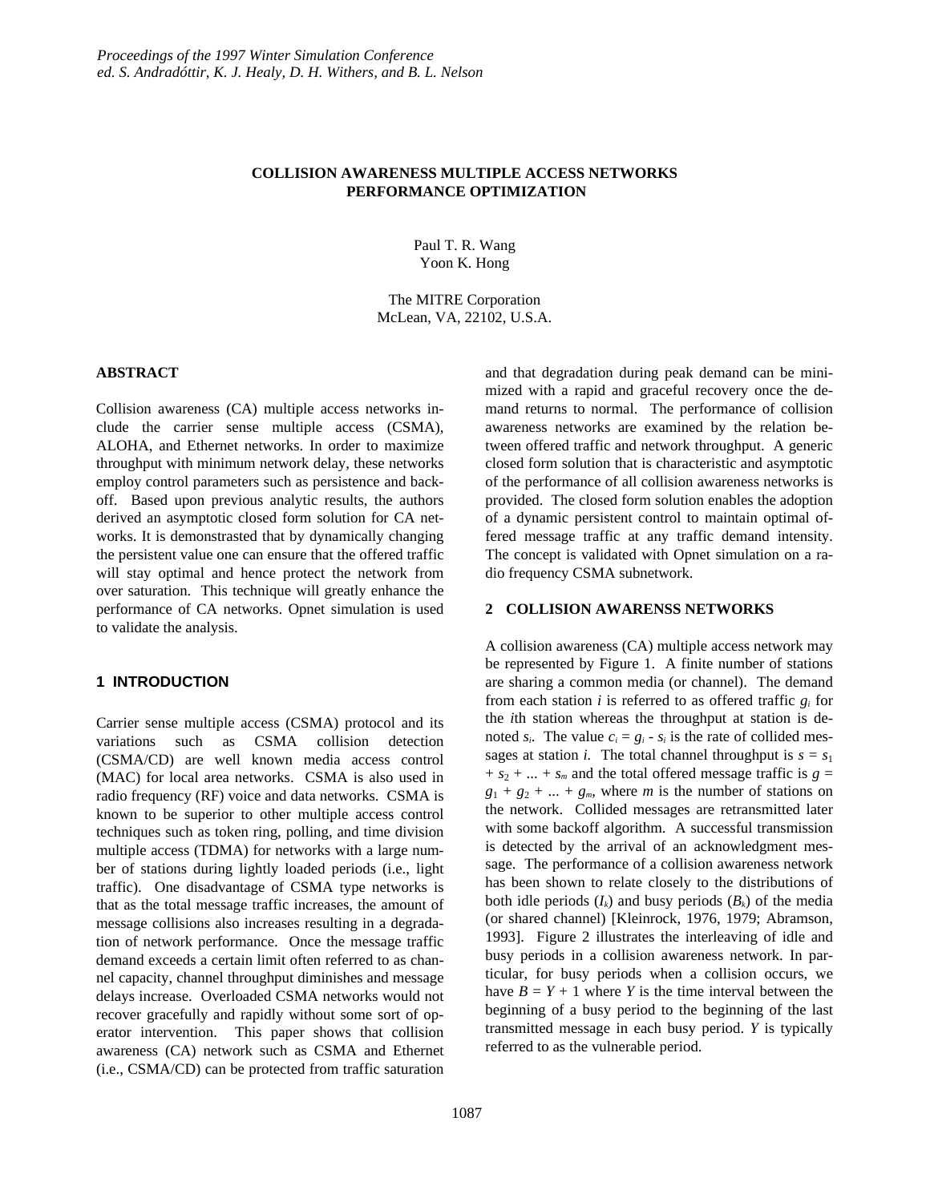Proceedings of the 1997 Winter Simulation Conference
ed. S. Andradóttir, K. J. Healy, D. H. Withers, and B. L. Nelson

# COLLISION AWARENESS MULTIPLE ACCESS NETWORKS PERFORMANCE OPTIMIZATION

Paul T. R. Wang
Yoon K. Hong

The MITRE Corporation
McLean, VA, 22102, U.S.A.

## ABSTRACT

Collision awareness (CA) multiple access networks include the carrier sense multiple access (CSMA), ALOHA, and Ethernet networks. In order to maximize throughput with minimum network delay, these networks employ control parameters such as persistence and backoff. Based upon previous analytic results, the authors derived an asymptotic closed form solution for CA networks. It is demonstrasted that by dynamically changing the persistent value one can ensure that the offered traffic will stay optimal and hence protect the network from over saturation. This technique will greatly enhance the performance of CA networks. Opnet simulation is used to validate the analysis.

## 1 INTRODUCTION

Carrier sense multiple access (CSMA) protocol and its variations such as CSMA collision detection (CSMA/CD) are well known media access control (MAC) for local area networks. CSMA is also used in radio frequency (RF) voice and data networks. CSMA is known to be superior to other multiple access control techniques such as token ring, polling, and time division multiple access (TDMA) for networks with a large number of stations during lightly loaded periods (i.e., light traffic). One disadvantage of CSMA type networks is that as the total message traffic increases, the amount of message collisions also increases resulting in a degradation of network performance. Once the message traffic demand exceeds a certain limit often referred to as channel capacity, channel throughput diminishes and message delays increase. Overloaded CSMA networks would not recover gracefully and rapidly without some sort of operator intervention. This paper shows that collision awareness (CA) network such as CSMA and Ethernet (i.e., CSMA/CD) can be protected from traffic saturation and that degradation during peak demand can be minimized with a rapid and graceful recovery once the demand returns to normal. The performance of collision awareness networks are examined by the relation between offered traffic and network throughput. A generic closed form solution that is characteristic and asymptotic of the performance of all collision awareness networks is provided. The closed form solution enables the adoption of a dynamic persistent control to maintain optimal offered message traffic at any traffic demand intensity. The concept is validated with Opnet simulation on a radio frequency CSMA subnetwork.

## 2 COLLISION AWARENSS NETWORKS

A collision awareness (CA) multiple access network may be represented by Figure 1. A finite number of stations are sharing a common media (or channel). The demand from each station $i$ is referred to as offered traffic $g_i$ for the $i$th station whereas the throughput at station is denoted $s_i$. The value $c_i = g_i - s_i$ is the rate of collided messages at station $i$. The total channel throughput is $s = s_1 + s_2 + ... + s_m$ and the total offered message traffic is $g = g_1 + g_2 + ... + g_m$, where $m$ is the number of stations on the network. Collided messages are retransmitted later with some backoff algorithm. A successful transmission is detected by the arrival of an acknowledgment message. The performance of a collision awareness network has been shown to relate closely to the distributions of both idle periods ($I_k$) and busy periods ($B_k$) of the media (or shared channel) [Kleinrock, 1976, 1979; Abramson, 1993]. Figure 2 illustrates the interleaving of idle and busy periods in a collision awareness network. In particular, for busy periods when a collision occurs, we have $B = Y + 1$ where $Y$ is the time interval between the beginning of a busy period to the beginning of the last transmitted message in each busy period. $Y$ is typically referred to as the vulnerable period.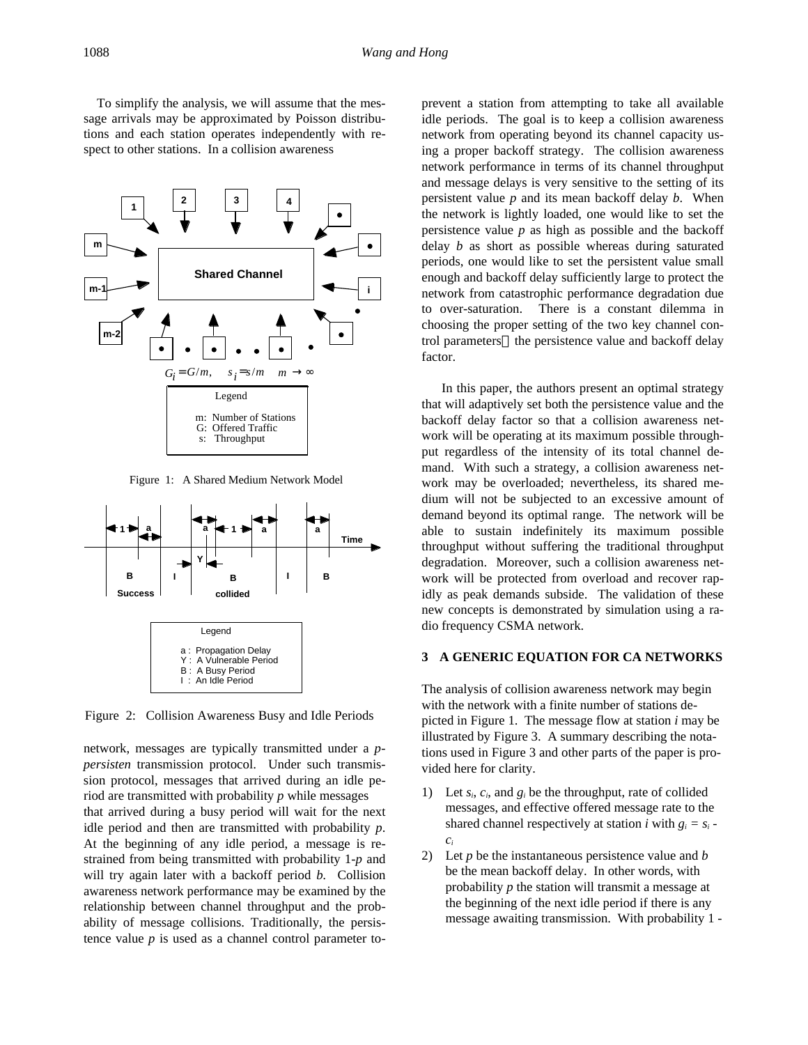To simplify the analysis, we will assume that the message arrivals may be approximated by Poisson distributions and each station operates independently with respect to other stations. In a collision awareness network, messages are typically transmitted under a *p-persisten* transmission protocol. Under such transmission protocol, messages that arrived during an idle period are transmitted with probability *p* while messages that arrived during a busy period will wait for the next idle period and then are transmitted with probability *p*. At the beginning of any idle period, a message is restrained from being transmitted with probability 1-*p* and will try again later with a backoff period *b*. Collision awareness network performance may be examined by the relationship between channel throughput and the probability of message collisions. Traditionally, the persistence value *p* is used as a channel control parameter to prevent a station from attempting to take all available idle periods. The goal is to keep a collision awareness network from operating beyond its channel capacity using a proper backoff strategy. The collision awareness network performance in terms of its channel throughput and message delays is very sensitive to the setting of its persistent value *p* and its mean backoff delay *b*. When the network is lightly loaded, one would like to set the persistence value *p* as high as possible and the backoff delay *b* as short as possible whereas during saturated periods, one would like to set the persistent value small enough and backoff delay sufficiently large to protect the network from catastrophic performance degradation due to over-saturation. There is a constant dilemma in choosing the proper setting of the two key channel control parameters the persistence value and backoff delay factor.

Shared Channel

1 2 3 4 m m-1 m-2 i

$G_i = G/m, \quad s_i = s/m \quad m \to \infty$

Legend

m: Number of Stations
G: Offered Traffic
s: Throughput

Figure 1: A Shared Medium Network Model

1 a a 1 a a Time

Y

B I B I B

Success collided

Legend

a : Propagation Delay
Y : A Vulnerable Period
B : A Busy Period
I : An Idle Period

Figure 2: Collision Awareness Busy and Idle Periods

In this paper, the authors present an optimal strategy that will adaptively set both the persistence value and the backoff delay factor so that a collision awareness network will be operating at its maximum possible throughput regardless of the intensity of its total channel demand. With such a strategy, a collision awareness network may be overloaded; nevertheless, its shared medium will not be subjected to an excessive amount of demand beyond its optimal range. The network will be able to sustain indefinitely its maximum possible throughput without suffering the traditional throughput degradation. Moreover, such a collision awareness network will be protected from overload and recover rapidly as peak demands subside. The validation of these new concepts is demonstrated by simulation using a radio frequency CSMA network.

## 3 A GENERIC EQUATION FOR CA NETWORKS

The analysis of collision awareness network may begin with the network with a finite number of stations depicted in Figure 1. The message flow at station *i* may be illustrated by Figure 3. A summary describing the notations used in Figure 3 and other parts of the paper is provided here for clarity.

1) Let $s_i$, $c_i$, and $g_i$ be the throughput, rate of collided messages, and effective offered message rate to the shared channel respectively at station *i* with $g_i = s_i - c_i$
2) Let *p* be the instantaneous persistence value and *b* be the mean backoff delay. In other words, with probability *p* the station will transmit a message at the beginning of the next idle period if there is any message awaiting transmission. With probability 1 -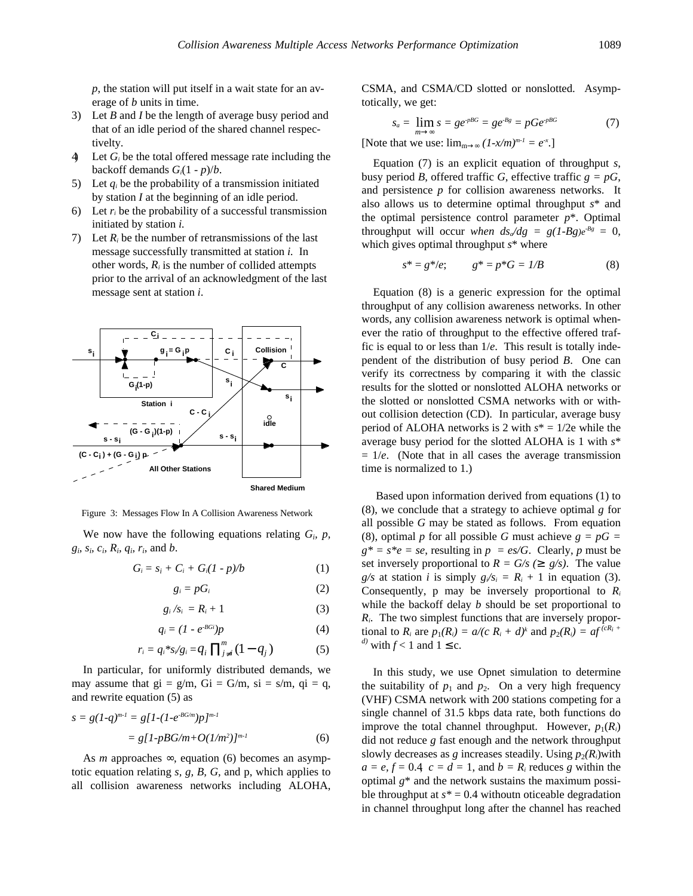$p$, the station will put itself in a wait state for an average of $b$ units in time.

3) Let $B$ and $I$ be the length of average busy period and that of an idle period of the shared channel respectivelty.
4) Let $G_i$ be the total offered message rate including the backoff demands $G_i(1 - p)/b$.
5) Let $q_i$ be the probability of a transmission initiated by station $I$ at the beginning of an idle period.
6) Let $r_i$ be the probability of a successful transmission initiated by station $i$.
7) Let $R_i$ be the number of retransmissions of the last message successfully transmitted at station $i$. In other words, $R_i$ is the number of collided attempts prior to the arrival of an acknowledgment of the last message sent at station $i$.

Figure 3: Messages Flow In A Collision Awareness Network

We now have the following equations relating $G_i$, $p$, $g_i$, $s_i$, $c_i$, $R_i$, $q_i$, $r_i$, and $b$.

$$G_i = s_i + C_i + G_i(1 - p)/b \tag{1}$$

$$g_i = pG_i \tag{2}$$

$$g_i / s_i = R_i + 1 \tag{3}$$

$$q_i = (1 - e^{-BGi})p \tag{4}$$

$$r_i = q_i {*} s_i / g_i = q_i \prod_{j \neq i}^{m} (1 - q_j) \tag{5}$$

In particular, for uniformly distributed demands, we may assume that gi = g/m, Gi = G/m, si = s/m, qi = q, and rewrite equation (5) as

$$s = g(1-q)^{m-1} = g[1-(1-e^{-BG/m})p]^{m-1}$$
$$= g[1-pBG/m+O(1/m^2)]^{m-1} \tag{6}$$

As $m$ approaches $\infty$, equation (6) becomes an asymptotic equation relating $s$, $g$, $B$, $G$, and p, which applies to all collision awareness networks including ALOHA, CSMA, and CSMA/CD slotted or nonslotted. Asymptotically, we get:

$$s_a = \lim_{m \to \infty} s = ge^{-pBG} = ge^{-Bg} = pGe^{-pBG} \tag{7}$$

[Note that we use: $\lim_{m\to\infty} (1-x/m)^{m-1} = e^{-x}$.]

Equation (7) is an explicit equation of throughput $s$, busy period $B$, offered traffic $G$, effective traffic $g = pG$, and persistence $p$ for collision awareness networks. It also allows us to determine optimal throughput $s^*$ and the optimal persistence control parameter $p^*$. Optimal throughput will occur *when* $ds_a/dg = g(1-Bg)e^{-Bg} = 0$, which gives optimal throughput $s^*$ where

$$s^* = g^*/e; \qquad g^* = p^*G = 1/B \tag{8}$$

Equation (8) is a generic expression for the optimal throughput of any collision awareness networks. In other words, any collision awareness network is optimal whenever the ratio of throughput to the effective offered traffic is equal to or less than $1/e$. This result is totally independent of the distribution of busy period $B$. One can verify its correctness by comparing it with the classic results for the slotted or nonslotted ALOHA networks or the slotted or nonslotted CSMA networks with or without collision detection (CD). In particular, average busy period of ALOHA networks is 2 with $s^* = 1/2e$ while the average busy period for the slotted ALOHA is 1 with $s^* = 1/e$. (Note that in all cases the average transmission time is normalized to 1.)

Based upon information derived from equations (1) to (8), we conclude that a strategy to achieve optimal $g$ for all possible $G$ may be stated as follows. From equation (8), optimal $p$ for all possible $G$ must achieve $g = pG = g^* = s^*e = se$, resulting in $p = es/G$. Clearly, $p$ must be set inversely proportional to $R = G/s$ ($\geq g/s$). The value $g/s$ at station $i$ is simply $g_i/s_i = R_i + 1$ in equation (3). Consequently, p may be inversely proportional to $R_i$ while the backoff delay $b$ should be set proportional to $R_i$. The two simplest functions that are inversely proportional to $R_i$ are $p_1(R_i) = a/(c\, R_i + d)^k$ and $p_2(R_i) = af^{(cR_i + d)}$ with $f < 1$ and $1 \leq$ c.

In this study, we use Opnet simulation to determine the suitability of $p_1$ and $p_2$. On a very high frequency (VHF) CSMA network with 200 stations competing for a single channel of 31.5 kbps data rate, both functions do improve the total channel throughput. However, $p_1(R_i)$ did not reduce $g$ fast enough and the network throughput slowly decreases as $g$ increases steadily. Using $p_2(R_i)$with $a = e$, $f = 0.4$; $c = d = 1$, and $b = R_i$ reduces $g$ within the optimal $g^*$ and the network sustains the maximum possible throughput at $s^* = 0.4$ withoutn oticeable degradation in channel throughput long after the channel has reached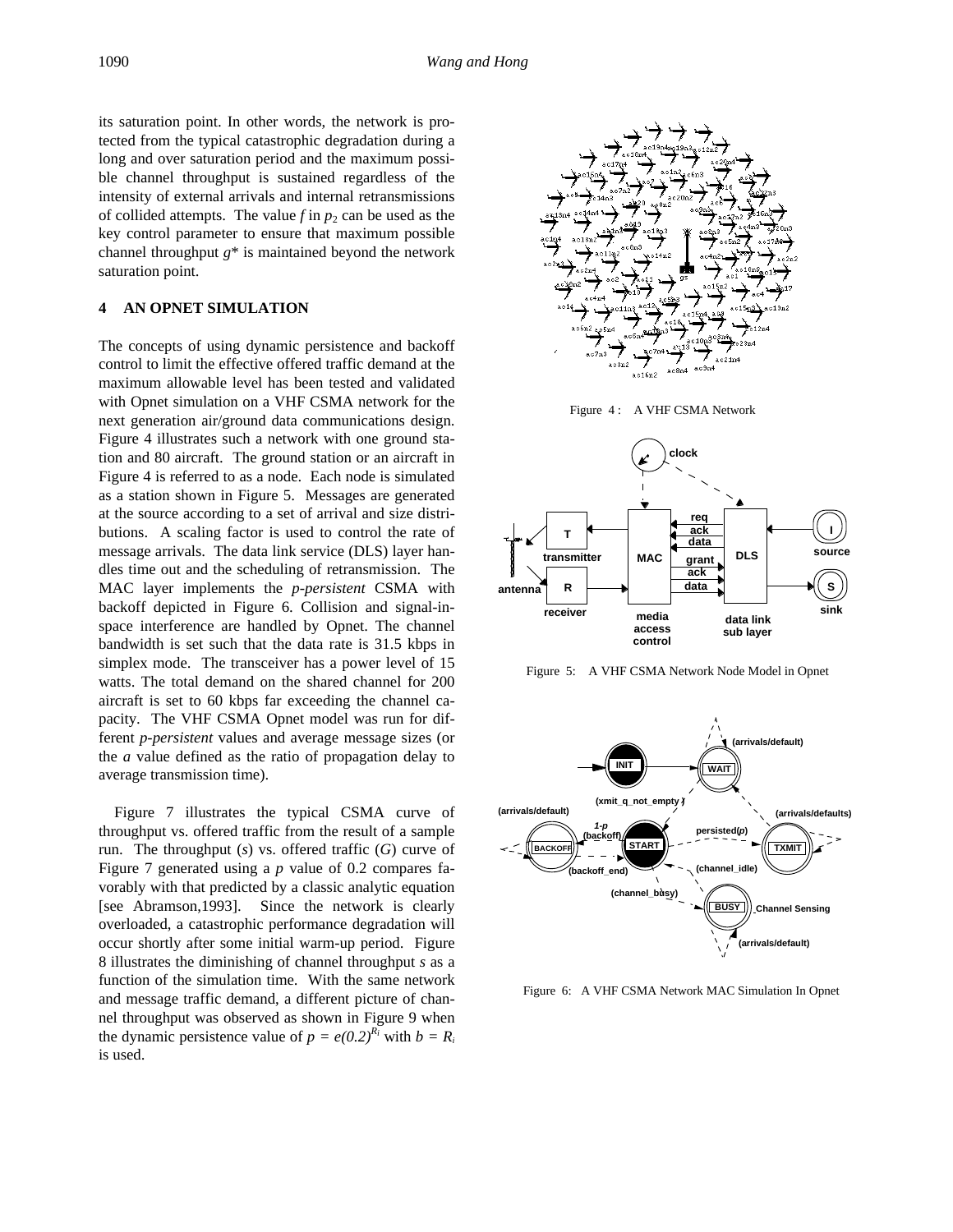its saturation point. In other words, the network is protected from the typical catastrophic degradation during a long and over saturation period and the maximum possible channel throughput is sustained regardless of the intensity of external arrivals and internal retransmissions of collided attempts. The value $f$ in $p_2$ can be used as the key control parameter to ensure that maximum possible channel throughput $g^*$ is maintained beyond the network saturation point.

## 4 AN OPNET SIMULATION

The concepts of using dynamic persistence and backoff control to limit the effective offered traffic demand at the maximum allowable level has been tested and validated with Opnet simulation on a VHF CSMA network for the next generation air/ground data communications design. Figure 4 illustrates such a network with one ground station and 80 aircraft. The ground station or an aircraft in Figure 4 is referred to as a node. Each node is simulated as a station shown in Figure 5. Messages are generated at the source according to a set of arrival and size distributions. A scaling factor is used to control the rate of message arrivals. The data link service (DLS) layer handles time out and the scheduling of retransmission. The MAC layer implements the *p-persistent* CSMA with backoff depicted in Figure 6. Collision and signal-in-space interference are handled by Opnet. The channel bandwidth is set such that the data rate is 31.5 kbps in simplex mode. The transceiver has a power level of 15 watts. The total demand on the shared channel for 200 aircraft is set to 60 kbps far exceeding the channel capacity. The VHF CSMA Opnet model was run for different *p-persistent* values and average message sizes (or the $a$ value defined as the ratio of propagation delay to average transmission time).

Figure 7 illustrates the typical CSMA curve of throughput vs. offered traffic from the result of a sample run. The throughput ($s$) vs. offered traffic ($G$) curve of Figure 7 generated using a $p$ value of 0.2 compares favorably with that predicted by a classic analytic equation [see Abramson,1993]. Since the network is clearly overloaded, a catastrophic performance degradation will occur shortly after some initial warm-up period. Figure 8 illustrates the diminishing of channel throughput $s$ as a function of the simulation time. With the same network and message traffic demand, a different picture of channel throughput was observed as shown in Figure 9 when the dynamic persistence value of $p = e(0.2)^{R_i}$ with $b = R_i$ is used.

Figure 4 : A VHF CSMA Network

Figure 5: A VHF CSMA Network Node Model in Opnet

Figure 6: A VHF CSMA Network MAC Simulation In Opnet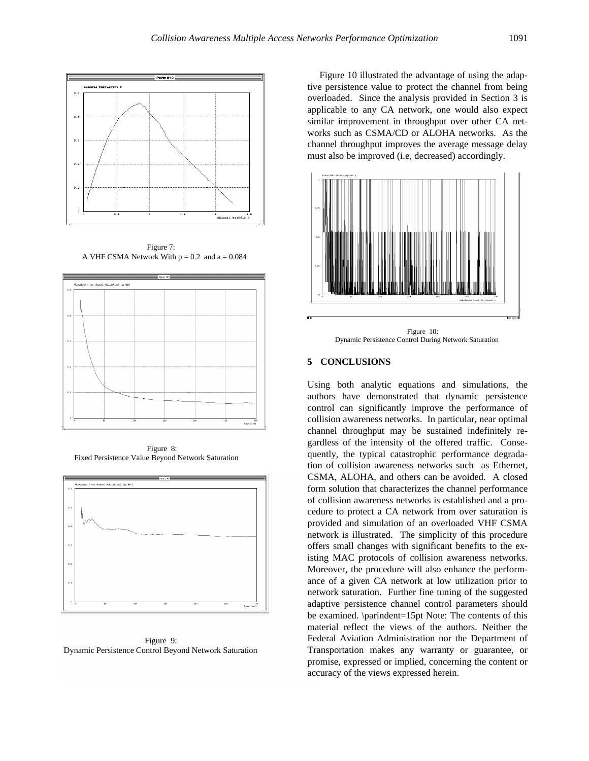Figure 7:
A VHF CSMA Network With $p = 0.2$ and $a = 0.084$

Figure 8:
Fixed Persistence Value Beyond Network Saturation

Figure 9:
Dynamic Persistence Control Beyond Network Saturation

Figure 10 illustrated the advantage of using the adaptive persistence value to protect the channel from being overloaded. Since the analysis provided in Section 3 is applicable to any CA network, one would also expect similar improvement in throughput over other CA networks such as CSMA/CD or ALOHA networks. As the channel throughput improves the average message delay must also be improved (i.e, decreased) accordingly.

Figure 10:
Dynamic Persistence Control During Network Saturation

## 5 CONCLUSIONS

Using both analytic equations and simulations, the authors have demonstrated that dynamic persistence control can significantly improve the performance of collision awareness networks. In particular, near optimal channel throughput may be sustained indefinitely regardless of the intensity of the offered traffic. Consequently, the typical catastrophic performance degradation of collision awareness networks such as Ethernet, CSMA, ALOHA, and others can be avoided. A closed form solution that characterizes the channel performance of collision awareness networks is established and a procedure to protect a CA network from over saturation is provided and simulation of an overloaded VHF CSMA network is illustrated. The simplicity of this procedure offers small changes with significant benefits to the existing MAC protocols of collision awareness networks. Moreover, the procedure will also enhance the performance of a given CA network at low utilization prior to network saturation. Further fine tuning of the suggested adaptive persistence channel control parameters should be examined. \parindent=15pt Note: The contents of this material reflect the views of the authors. Neither the Federal Aviation Administration nor the Department of Transportation makes any warranty or guarantee, or promise, expressed or implied, concerning the content or accuracy of the views expressed herein.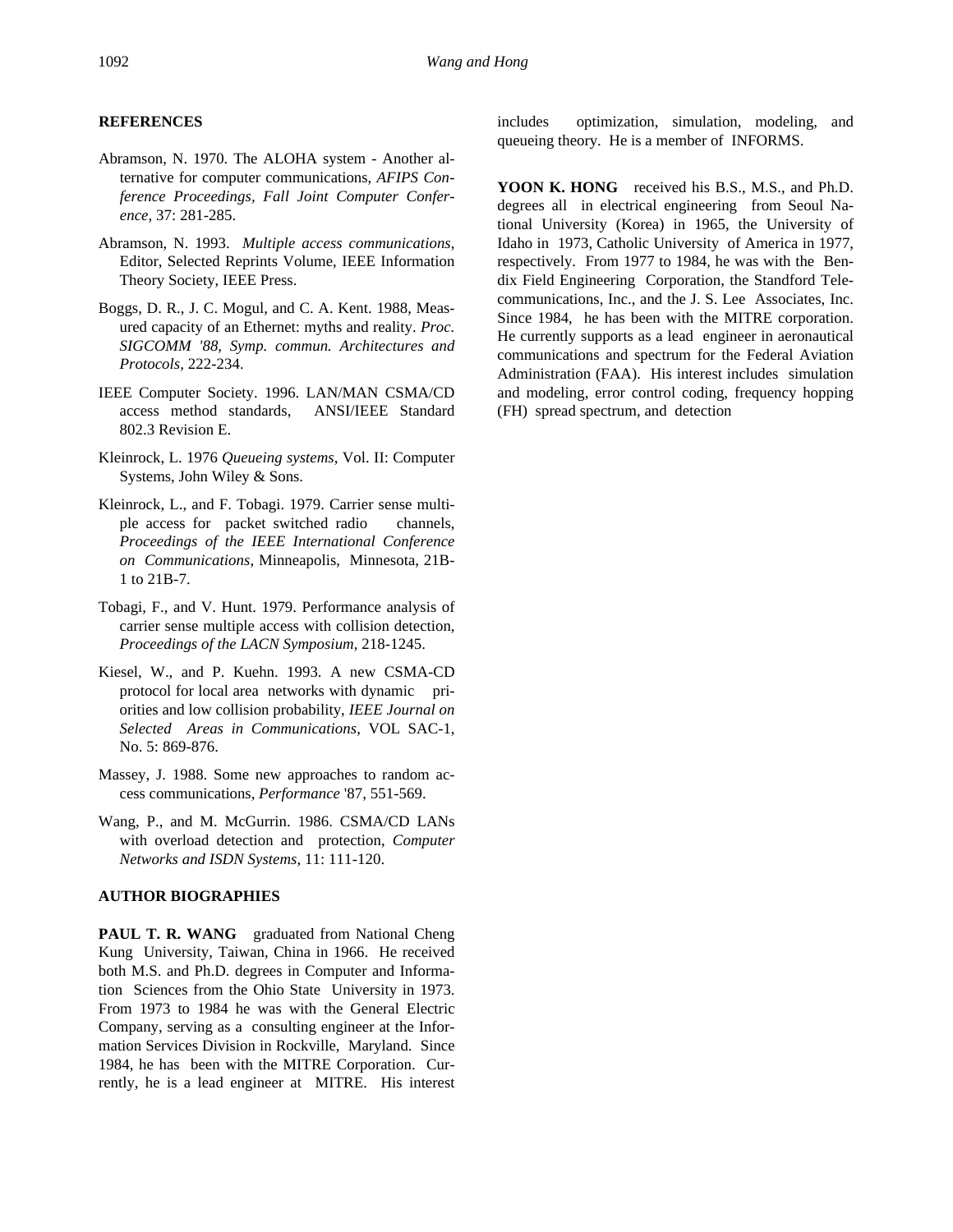## REFERENCES

Abramson, N. 1970. The ALOHA system - Another alternative for computer communications, *AFIPS Conference Proceedings, Fall Joint Computer Conference*, 37: 281-285.

Abramson, N. 1993. *Multiple access communications*, Editor, Selected Reprints Volume, IEEE Information Theory Society, IEEE Press.

Boggs, D. R., J. C. Mogul, and C. A. Kent. 1988, Measured capacity of an Ethernet: myths and reality. *Proc. SIGCOMM '88, Symp. commun. Architectures and Protocols*, 222-234.

IEEE Computer Society. 1996. LAN/MAN CSMA/CD access method standards, ANSI/IEEE Standard 802.3 Revision E.

Kleinrock, L. 1976 *Queueing systems,* Vol. II: Computer Systems, John Wiley & Sons.

Kleinrock, L., and F. Tobagi. 1979. Carrier sense multiple access for packet switched radio channels, *Proceedings of the IEEE International Conference on Communications*, Minneapolis, Minnesota, 21B-1 to 21B-7.

Tobagi, F., and V. Hunt. 1979. Performance analysis of carrier sense multiple access with collision detection, *Proceedings of the LACN Symposium*, 218-1245.

Kiesel, W., and P. Kuehn. 1993. A new CSMA-CD protocol for local area networks with dynamic priorities and low collision probability, *IEEE Journal on Selected Areas in Communications*, VOL SAC-1, No. 5: 869-876.

Massey, J. 1988. Some new approaches to random access communications, *Performance* '87, 551-569.

Wang, P., and M. McGurrin. 1986. CSMA/CD LANs with overload detection and protection, *Computer Networks and ISDN Systems*, 11: 111-120.

## AUTHOR BIOGRAPHIES

**PAUL T. R. WANG** graduated from National Cheng Kung University, Taiwan, China in 1966. He received both M.S. and Ph.D. degrees in Computer and Information Sciences from the Ohio State University in 1973. From 1973 to 1984 he was with the General Electric Company, serving as a consulting engineer at the Information Services Division in Rockville, Maryland. Since 1984, he has been with the MITRE Corporation. Currently, he is a lead engineer at MITRE. His interest includes optimization, simulation, modeling, and queueing theory. He is a member of INFORMS.

**YOON K. HONG** received his B.S., M.S., and Ph.D. degrees all in electrical engineering from Seoul National University (Korea) in 1965, the University of Idaho in 1973, Catholic University of America in 1977, respectively. From 1977 to 1984, he was with the Bendix Field Engineering Corporation, the Standford Telecommunications, Inc., and the J. S. Lee Associates, Inc. Since 1984, he has been with the MITRE corporation. He currently supports as a lead engineer in aeronautical communications and spectrum for the Federal Aviation Administration (FAA). His interest includes simulation and modeling, error control coding, frequency hopping (FH) spread spectrum, and detection